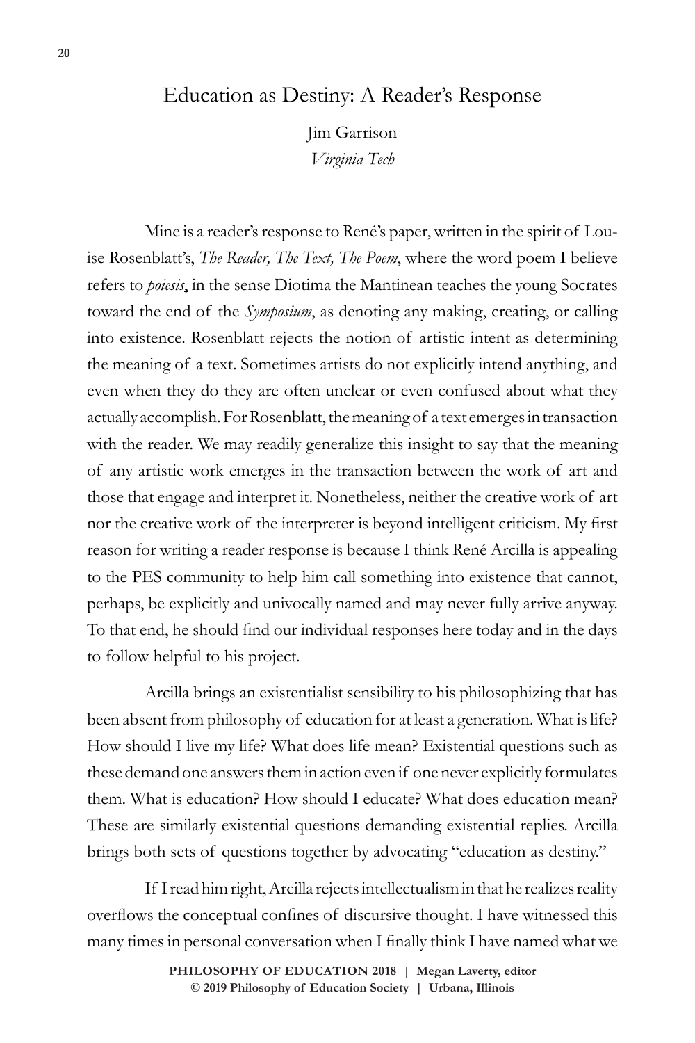# Education as Destiny: A Reader's Response

Jim Garrison
*Virginia Tech*

Mine is a reader's response to René's paper, written in the spirit of Louise Rosenblatt's, *The Reader, The Text, The Poem*, where the word poem I believe refers to *poiesis*, in the sense Diotima the Mantinean teaches the young Socrates toward the end of the *Symposium*, as denoting any making, creating, or calling into existence. Rosenblatt rejects the notion of artistic intent as determining the meaning of a text. Sometimes artists do not explicitly intend anything, and even when they do they are often unclear or even confused about what they actually accomplish. For Rosenblatt, the meaning of a text emerges in transaction with the reader. We may readily generalize this insight to say that the meaning of any artistic work emerges in the transaction between the work of art and those that engage and interpret it. Nonetheless, neither the creative work of art nor the creative work of the interpreter is beyond intelligent criticism. My first reason for writing a reader response is because I think René Arcilla is appealing to the PES community to help him call something into existence that cannot, perhaps, be explicitly and univocally named and may never fully arrive anyway. To that end, he should find our individual responses here today and in the days to follow helpful to his project.

Arcilla brings an existentialist sensibility to his philosophizing that has been absent from philosophy of education for at least a generation. What is life? How should I live my life? What does life mean? Existential questions such as these demand one answers them in action even if one never explicitly formulates them. What is education? How should I educate? What does education mean? These are similarly existential questions demanding existential replies. Arcilla brings both sets of questions together by advocating "education as destiny."

If I read him right, Arcilla rejects intellectualism in that he realizes reality overflows the conceptual confines of discursive thought. I have witnessed this many times in personal conversation when I finally think I have named what we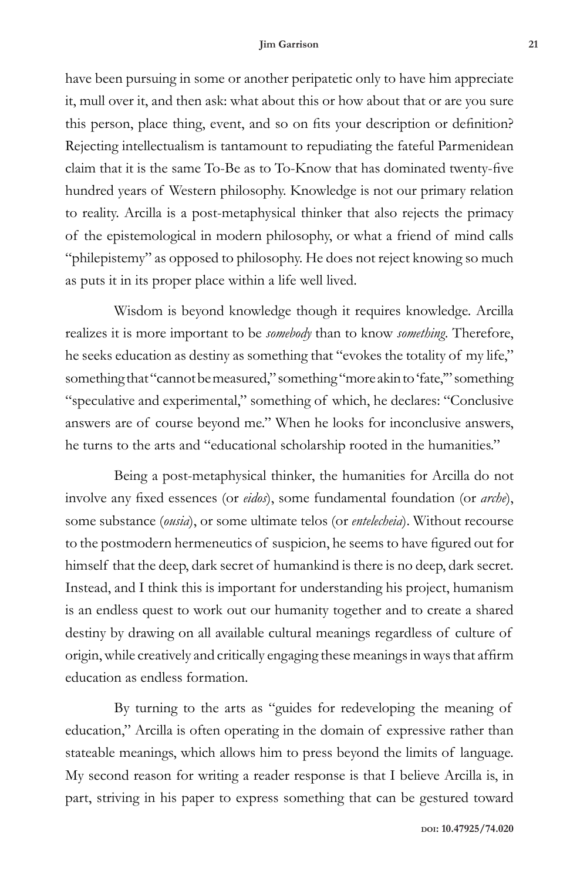have been pursuing in some or another peripatetic only to have him appreciate it, mull over it, and then ask: what about this or how about that or are you sure this person, place thing, event, and so on fits your description or definition? Rejecting intellectualism is tantamount to repudiating the fateful Parmenidean claim that it is the same To-Be as to To-Know that has dominated twenty-five hundred years of Western philosophy. Knowledge is not our primary relation to reality. Arcilla is a post-metaphysical thinker that also rejects the primacy of the epistemological in modern philosophy, or what a friend of mind calls "philepistemy" as opposed to philosophy. He does not reject knowing so much as puts it in its proper place within a life well lived.

Wisdom is beyond knowledge though it requires knowledge. Arcilla realizes it is more important to be *somebody* than to know *something*. Therefore, he seeks education as destiny as something that "evokes the totality of my life," something that "cannot be measured," something "more akin to 'fate,'" something "speculative and experimental," something of which, he declares: "Conclusive answers are of course beyond me." When he looks for inconclusive answers, he turns to the arts and "educational scholarship rooted in the humanities."

Being a post-metaphysical thinker, the humanities for Arcilla do not involve any fixed essences (or *eidos*), some fundamental foundation (or *arche*), some substance (*ousia*), or some ultimate telos (or *entelecheia*). Without recourse to the postmodern hermeneutics of suspicion, he seems to have figured out for himself that the deep, dark secret of humankind is there is no deep, dark secret. Instead, and I think this is important for understanding his project, humanism is an endless quest to work out our humanity together and to create a shared destiny by drawing on all available cultural meanings regardless of culture of origin, while creatively and critically engaging these meanings in ways that affirm education as endless formation.

By turning to the arts as "guides for redeveloping the meaning of education," Arcilla is often operating in the domain of expressive rather than stateable meanings, which allows him to press beyond the limits of language. My second reason for writing a reader response is that I believe Arcilla is, in part, striving in his paper to express something that can be gestured toward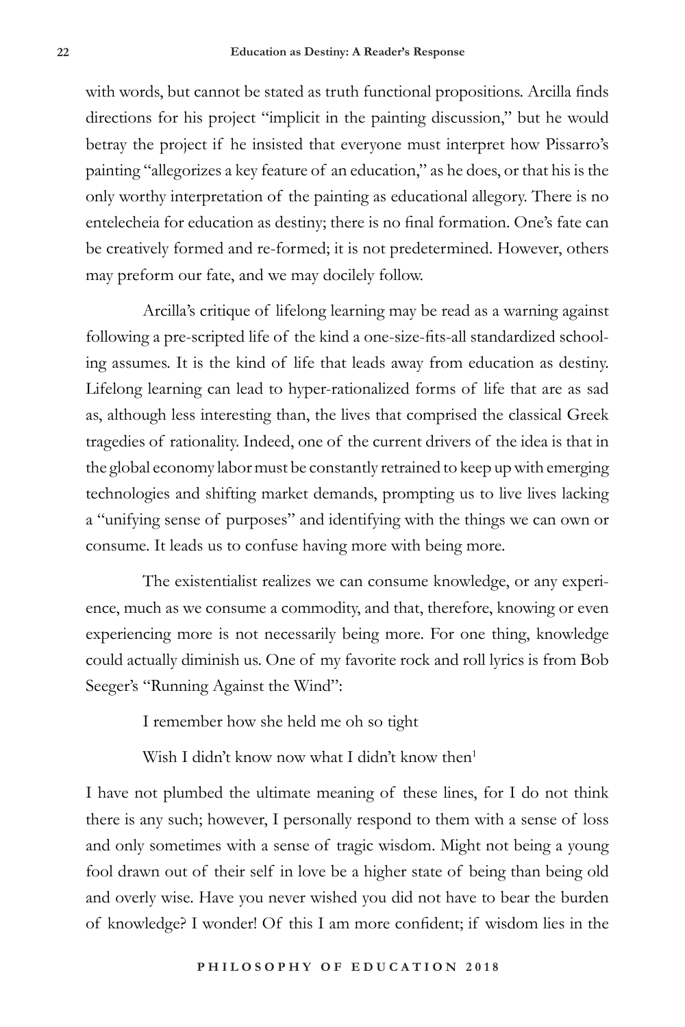with words, but cannot be stated as truth functional propositions. Arcilla finds directions for his project "implicit in the painting discussion," but he would betray the project if he insisted that everyone must interpret how Pissarro's painting "allegorizes a key feature of an education," as he does, or that his is the only worthy interpretation of the painting as educational allegory. There is no entelecheia for education as destiny; there is no final formation. One's fate can be creatively formed and re-formed; it is not predetermined. However, others may preform our fate, and we may docilely follow.

Arcilla's critique of lifelong learning may be read as a warning against following a pre-scripted life of the kind a one-size-fits-all standardized schooling assumes. It is the kind of life that leads away from education as destiny. Lifelong learning can lead to hyper-rationalized forms of life that are as sad as, although less interesting than, the lives that comprised the classical Greek tragedies of rationality. Indeed, one of the current drivers of the idea is that in the global economy labor must be constantly retrained to keep up with emerging technologies and shifting market demands, prompting us to live lives lacking a "unifying sense of purposes" and identifying with the things we can own or consume. It leads us to confuse having more with being more.

The existentialist realizes we can consume knowledge, or any experience, much as we consume a commodity, and that, therefore, knowing or even experiencing more is not necessarily being more. For one thing, knowledge could actually diminish us. One of my favorite rock and roll lyrics is from Bob Seeger's "Running Against the Wind":

> I remember how she held me oh so tight
>
> Wish I didn't know now what I didn't know then[1]

I have not plumbed the ultimate meaning of these lines, for I do not think there is any such; however, I personally respond to them with a sense of loss and only sometimes with a sense of tragic wisdom. Might not being a young fool drawn out of their self in love be a higher state of being than being old and overly wise. Have you never wished you did not have to bear the burden of knowledge? I wonder! Of this I am more confident; if wisdom lies in the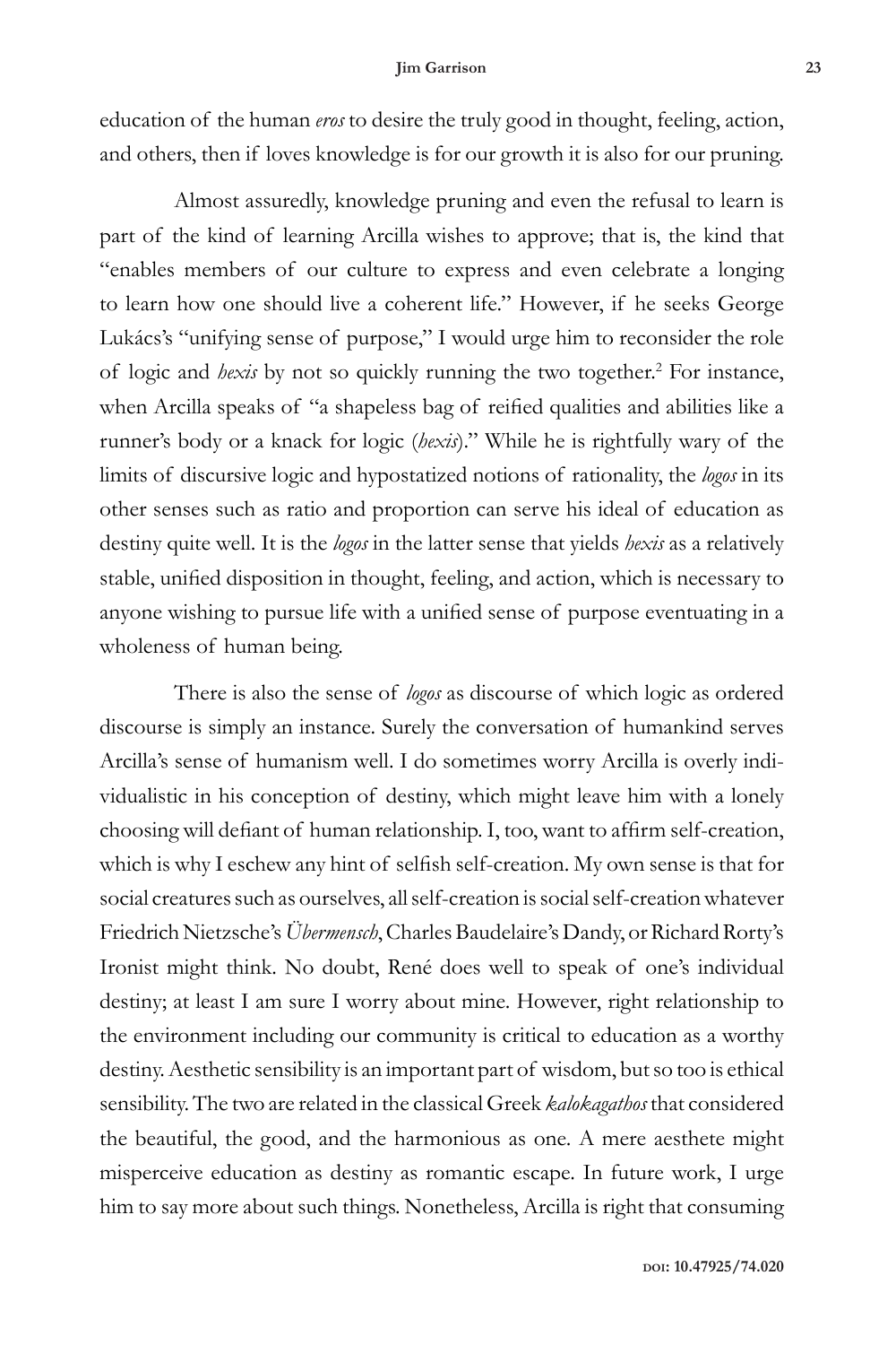education of the human *eros* to desire the truly good in thought, feeling, action, and others, then if loves knowledge is for our growth it is also for our pruning.

Almost assuredly, knowledge pruning and even the refusal to learn is part of the kind of learning Arcilla wishes to approve; that is, the kind that "enables members of our culture to express and even celebrate a longing to learn how one should live a coherent life." However, if he seeks George Lukács's "unifying sense of purpose," I would urge him to reconsider the role of logic and *hexis* by not so quickly running the two together.[2] For instance, when Arcilla speaks of "a shapeless bag of reified qualities and abilities like a runner's body or a knack for logic (*hexis*)." While he is rightfully wary of the limits of discursive logic and hypostatized notions of rationality, the *logos* in its other senses such as ratio and proportion can serve his ideal of education as destiny quite well. It is the *logos* in the latter sense that yields *hexis* as a relatively stable, unified disposition in thought, feeling, and action, which is necessary to anyone wishing to pursue life with a unified sense of purpose eventuating in a wholeness of human being.

There is also the sense of *logos* as discourse of which logic as ordered discourse is simply an instance. Surely the conversation of humankind serves Arcilla's sense of humanism well. I do sometimes worry Arcilla is overly individualistic in his conception of destiny, which might leave him with a lonely choosing will defiant of human relationship. I, too, want to affirm self-creation, which is why I eschew any hint of selfish self-creation. My own sense is that for social creatures such as ourselves, all self-creation is social self-creation whatever Friedrich Nietzsche's *Übermensch*, Charles Baudelaire's Dandy, or Richard Rorty's Ironist might think. No doubt, René does well to speak of one's individual destiny; at least I am sure I worry about mine. However, right relationship to the environment including our community is critical to education as a worthy destiny. Aesthetic sensibility is an important part of wisdom, but so too is ethical sensibility. The two are related in the classical Greek *kalokagathos* that considered the beautiful, the good, and the harmonious as one. A mere aesthete might misperceive education as destiny as romantic escape. In future work, I urge him to say more about such things. Nonetheless, Arcilla is right that consuming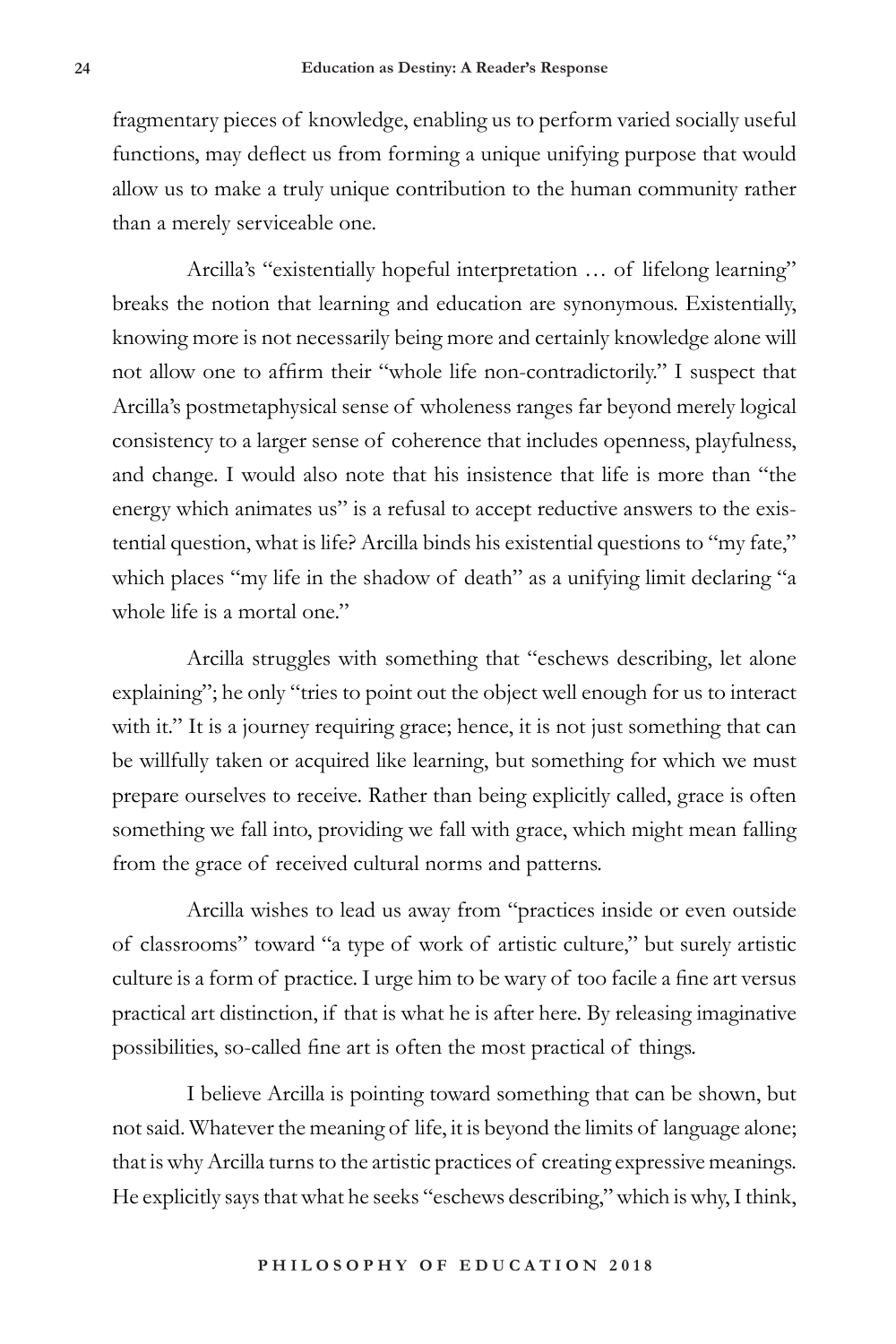fragmentary pieces of knowledge, enabling us to perform varied socially useful functions, may deflect us from forming a unique unifying purpose that would allow us to make a truly unique contribution to the human community rather than a merely serviceable one.

Arcilla's "existentially hopeful interpretation … of lifelong learning" breaks the notion that learning and education are synonymous. Existentially, knowing more is not necessarily being more and certainly knowledge alone will not allow one to affirm their "whole life non-contradictorily." I suspect that Arcilla's postmetaphysical sense of wholeness ranges far beyond merely logical consistency to a larger sense of coherence that includes openness, playfulness, and change. I would also note that his insistence that life is more than "the energy which animates us" is a refusal to accept reductive answers to the existential question, what is life? Arcilla binds his existential questions to "my fate," which places "my life in the shadow of death" as a unifying limit declaring "a whole life is a mortal one."

Arcilla struggles with something that "eschews describing, let alone explaining"; he only "tries to point out the object well enough for us to interact with it." It is a journey requiring grace; hence, it is not just something that can be willfully taken or acquired like learning, but something for which we must prepare ourselves to receive. Rather than being explicitly called, grace is often something we fall into, providing we fall with grace, which might mean falling from the grace of received cultural norms and patterns.

Arcilla wishes to lead us away from "practices inside or even outside of classrooms" toward "a type of work of artistic culture," but surely artistic culture is a form of practice. I urge him to be wary of too facile a fine art versus practical art distinction, if that is what he is after here. By releasing imaginative possibilities, so-called fine art is often the most practical of things.

I believe Arcilla is pointing toward something that can be shown, but not said. Whatever the meaning of life, it is beyond the limits of language alone; that is why Arcilla turns to the artistic practices of creating expressive meanings. He explicitly says that what he seeks "eschews describing," which is why, I think,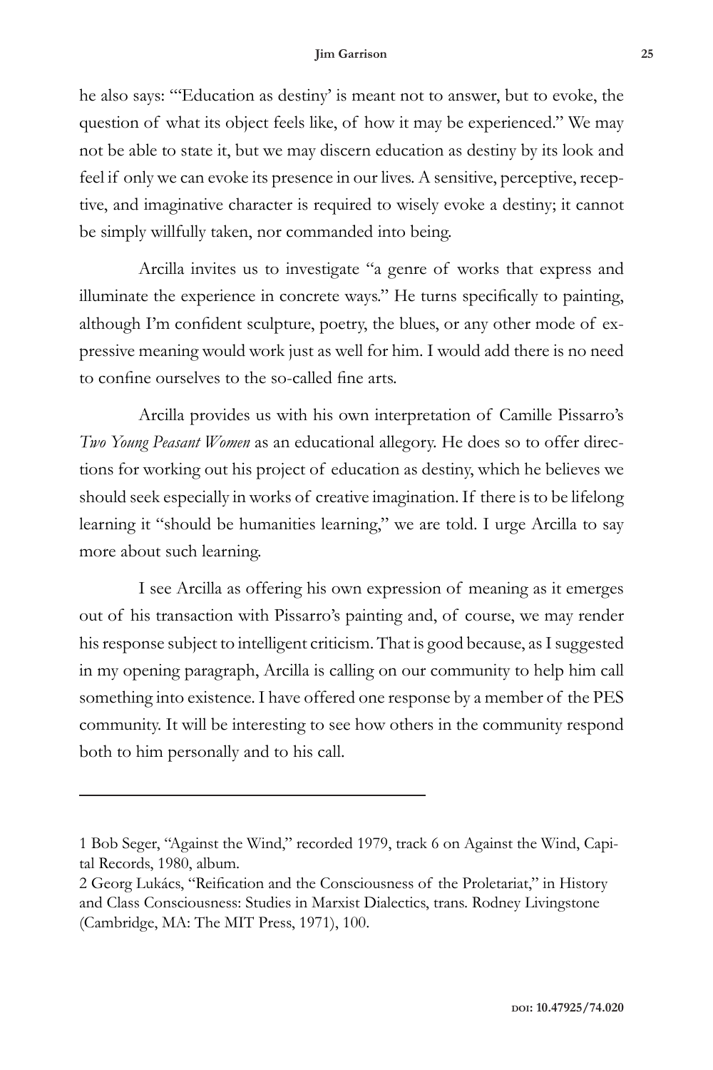he also says: "'Education as destiny' is meant not to answer, but to evoke, the question of what its object feels like, of how it may be experienced." We may not be able to state it, but we may discern education as destiny by its look and feel if only we can evoke its presence in our lives. A sensitive, perceptive, receptive, and imaginative character is required to wisely evoke a destiny; it cannot be simply willfully taken, nor commanded into being.

Arcilla invites us to investigate "a genre of works that express and illuminate the experience in concrete ways." He turns specifically to painting, although I'm confident sculpture, poetry, the blues, or any other mode of expressive meaning would work just as well for him. I would add there is no need to confine ourselves to the so-called fine arts.

Arcilla provides us with his own interpretation of Camille Pissarro's *Two Young Peasant Women* as an educational allegory. He does so to offer directions for working out his project of education as destiny, which he believes we should seek especially in works of creative imagination. If there is to be lifelong learning it "should be humanities learning," we are told. I urge Arcilla to say more about such learning.

I see Arcilla as offering his own expression of meaning as it emerges out of his transaction with Pissarro's painting and, of course, we may render his response subject to intelligent criticism. That is good because, as I suggested in my opening paragraph, Arcilla is calling on our community to help him call something into existence. I have offered one response by a member of the PES community. It will be interesting to see how others in the community respond both to him personally and to his call.

---

1 Bob Seger, "Against the Wind," recorded 1979, track 6 on Against the Wind, Capital Records, 1980, album.

2 Georg Lukács, "Reification and the Consciousness of the Proletariat," in History and Class Consciousness: Studies in Marxist Dialectics, trans. Rodney Livingstone (Cambridge, MA: The MIT Press, 1971), 100.